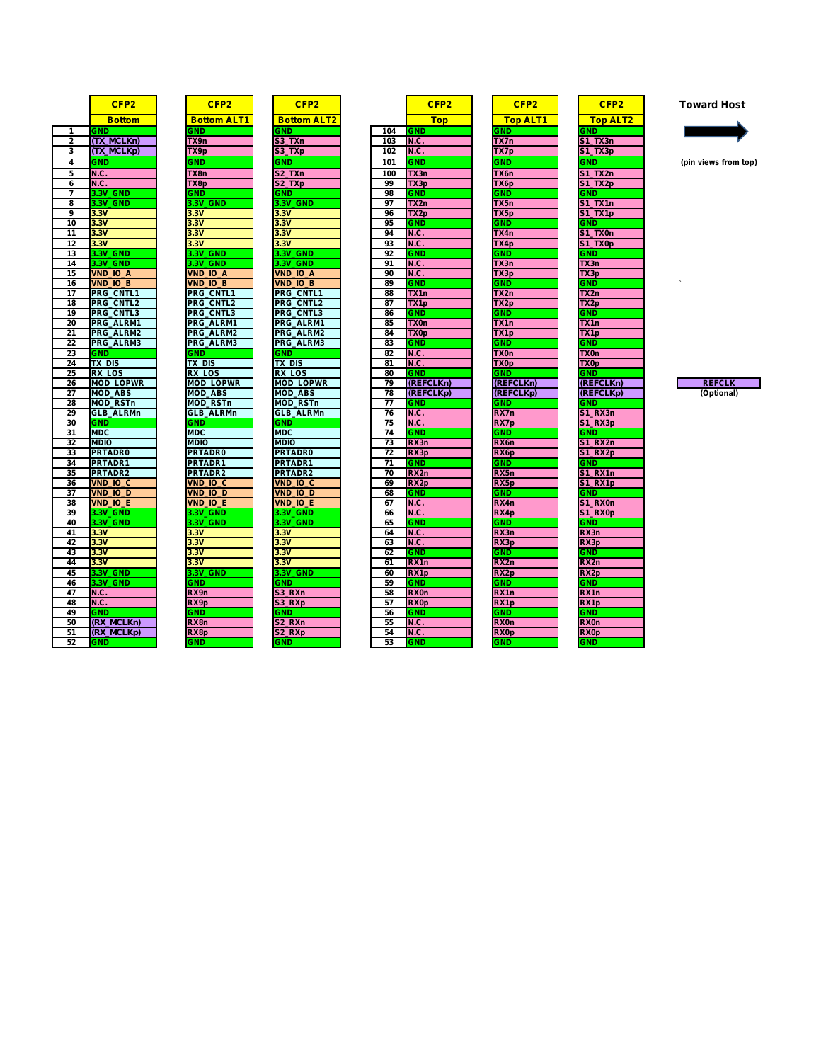| | CFP2 | CFP2 | CFP2 | | CFP2 | CFP2 | CFP2 |
|---|---|---|---|---|---|---|---|
| | Bottom | Bottom ALT1 | Bottom ALT2 | | Top | Top ALT1 | Top ALT2 |
| 1 | GND | GND | GND | 104 | GND | GND | GND |
| 2 | (TX_MCLKn) | TX9n | S3_TXn | 103 | N.C. | TX7n | S1_TX3n |
| 3 | (TX_MCLKp) | TX9p | S3_TXp | 102 | N.C. | TX7p | S1_TX3p |
| 4 | GND | GND | GND | 101 | GND | GND | GND |
| 5 | N.C. | TX8n | S2_TXn | 100 | TX3n | TX6n | S1_TX2n |
| 6 | N.C. | TX8p | S2_TXp | 99 | TX3p | TX6p | S1_TX2p |
| 7 | 3.3V_GND | GND | GND | 98 | GND | GND | GND |
| 8 | 3.3V_GND | 3.3V_GND | 3.3V_GND | 97 | TX2n | TX5n | S1_TX1n |
| 9 | 3.3V | 3.3V | 3.3V | 96 | TX2p | TX5p | S1_TX1p |
| 10 | 3.3V | 3.3V | 3.3V | 95 | GND | GND | GND |
| 11 | 3.3V | 3.3V | 3.3V | 94 | N.C. | TX4n | S1_TX0n |
| 12 | 3.3V | 3.3V | 3.3V | 93 | N.C. | TX4p | S1_TX0p |
| 13 | 3.3V_GND | 3.3V_GND | 3.3V_GND | 92 | GND | GND | GND |
| 14 | 3.3V_GND | 3.3V_GND | 3.3V_GND | 91 | N.C. | TX3n | TX3n |
| 15 | VND_IO_A | VND_IO_A | VND_IO_A | 90 | N.C. | TX3p | TX3p |
| 16 | VND_IO_B | VND_IO_B | VND_IO_B | 89 | GND | GND | GND |
| 17 | PRG_CNTL1 | PRG_CNTL1 | PRG_CNTL1 | 88 | TX1n | TX2n | TX2n |
| 18 | PRG_CNTL2 | PRG_CNTL2 | PRG_CNTL2 | 87 | TX1p | TX2p | TX2p |
| 19 | PRG_CNTL3 | PRG_CNTL3 | PRG_CNTL3 | 86 | GND | GND | GND |
| 20 | PRG_ALRM1 | PRG_ALRM1 | PRG_ALRM1 | 85 | TX0n | TX1n | TX1n |
| 21 | PRG_ALRM2 | PRG_ALRM2 | PRG_ALRM2 | 84 | TX0p | TX1p | TX1p |
| 22 | PRG_ALRM3 | PRG_ALRM3 | PRG_ALRM3 | 83 | GND | GND | GND |
| 23 | GND | GND | GND | 82 | N.C. | TX0n | TX0n |
| 24 | TX_DIS | TX_DIS | TX_DIS | 81 | N.C. | TX0p | TX0p |
| 25 | RX_LOS | RX_LOS | RX_LOS | 80 | GND | GND | GND |
| 26 | MOD_LOPWR | MOD_LOPWR | MOD_LOPWR | 79 | (REFCLKn) | (REFCLKn) | (REFCLKn) |
| 27 | MOD_ABS | MOD_ABS | MOD_ABS | 78 | (REFCLKp) | (REFCLKp) | (REFCLKp) |
| 28 | MOD_RSTn | MOD_RSTn | MOD_RSTn | 77 | GND | GND | GND |
| 29 | GLB_ALRMn | GLB_ALRMn | GLB_ALRMn | 76 | N.C. | RX7n | S1_RX3n |
| 30 | GND | GND | GND | 75 | N.C. | RX7p | S1_RX3p |
| 31 | MDC | MDC | MDC | 74 | GND | GND | GND |
| 32 | MDIO | MDIO | MDIO | 73 | RX3n | RX6n | S1_RX2n |
| 33 | PRTADR0 | PRTADR0 | PRTADR0 | 72 | RX3p | RX6p | S1_RX2p |
| 34 | PRTADR1 | PRTADR1 | PRTADR1 | 71 | GND | GND | GND |
| 35 | PRTADR2 | PRTADR2 | PRTADR2 | 70 | RX2n | RX5n | S1_RX1n |
| 36 | VND_IO_C | VND_IO_C | VND_IO_C | 69 | RX2p | RX5p | S1_RX1p |
| 37 | VND_IO_D | VND_IO_D | VND_IO_D | 68 | GND | GND | GND |
| 38 | VND_IO_E | VND_IO_E | VND_IO_E | 67 | N.C. | RX4n | S1_RX0n |
| 39 | 3.3V_GND | 3.3V_GND | 3.3V_GND | 66 | N.C. | RX4p | S1_RX0p |
| 40 | 3.3V_GND | 3.3V_GND | 3.3V_GND | 65 | GND | GND | GND |
| 41 | 3.3V | 3.3V | 3.3V | 64 | N.C. | RX3n | RX3n |
| 42 | 3.3V | 3.3V | 3.3V | 63 | N.C. | RX3p | RX3p |
| 43 | 3.3V | 3.3V | 3.3V | 62 | GND | GND | GND |
| 44 | 3.3V | 3.3V | 3.3V | 61 | RX1n | RX2n | RX2n |
| 45 | 3.3V_GND | 3.3V_GND | 3.3V_GND | 60 | RX1p | RX2p | RX2p |
| 46 | 3.3V_GND | GND | GND | 59 | GND | GND | GND |
| 47 | N.C. | RX9n | S3_RXn | 58 | RX0n | RX1n | RX1n |
| 48 | N.C. | RX9p | S3_RXp | 57 | RX0p | RX1p | RX1p |
| 49 | GND | GND | GND | 56 | GND | GND | GND |
| 50 | (RX_MCLKn) | RX8n | S2_RXn | 55 | N.C. | RX0n | RX0n |
| 51 | (RX_MCLKp) | RX8p | S2_RXp | 54 | N.C. | RX0p | RX0p |
| 52 | GND | GND | GND | 53 | GND | GND | GND |

**Toward Host** →

(pin views from top)

REFCLK
(Optional)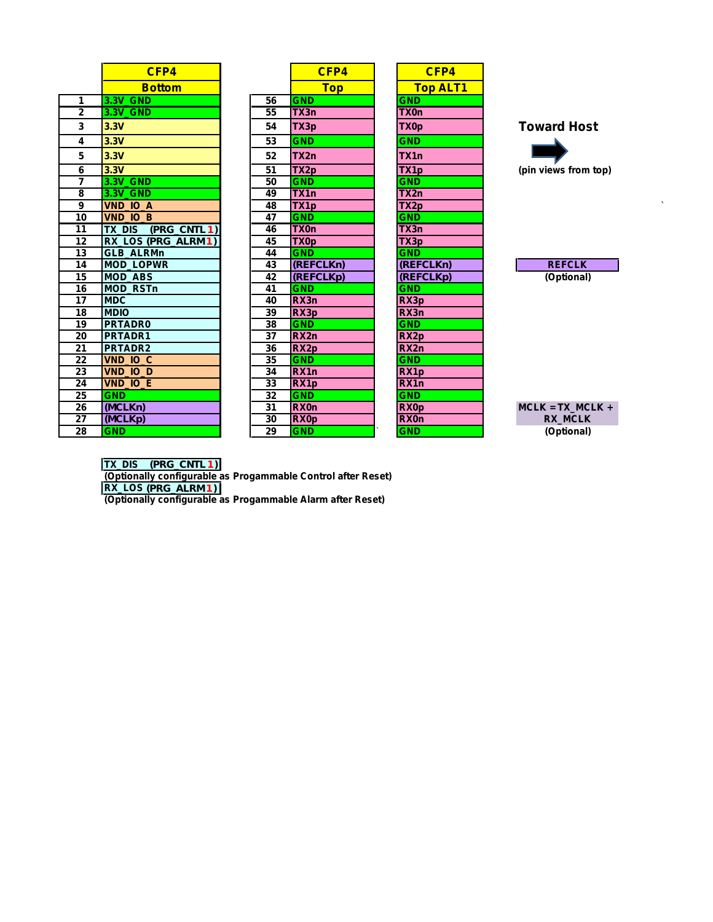| | CFP4 Bottom | | CFP4 Top | CFP4 Top ALT1 |
|---|---|---|---|---|
| 1 | 3.3V_GND | 56 | GND | GND |
| 2 | 3.3V_GND | 55 | TX3n | TX0n |
| 3 | 3.3V | 54 | TX3p | TX0p |
| 4 | 3.3V | 53 | GND | GND |
| 5 | 3.3V | 52 | TX2n | TX1n |
| 6 | 3.3V | 51 | TX2p | TX1p |
| 7 | 3.3V_GND | 50 | GND | GND |
| 8 | 3.3V_GND | 49 | TX1n | TX2n |
| 9 | VND_IO_A | 48 | TX1p | TX2p |
| 10 | VND_IO_B | 47 | GND | GND |
| 11 | TX_DIS (PRG_CNTL1) | 46 | TX0n | TX3n |
| 12 | RX_LOS (PRG_ALRM1) | 45 | TX0p | TX3p |
| 13 | GLB_ALRMn | 44 | GND | GND |
| 14 | MOD_LOPWR | 43 | (REFCLKn) | (REFCLKn) |
| 15 | MOD_ABS | 42 | (REFCLKp) | (REFCLKp) |
| 16 | MOD_RSTn | 41 | GND | GND |
| 17 | MDC | 40 | RX3n | RX3p |
| 18 | MDIO | 39 | RX3p | RX3n |
| 19 | PRTADR0 | 38 | GND | GND |
| 20 | PRTADR1 | 37 | RX2n | RX2p |
| 21 | PRTADR2 | 36 | RX2p | RX2n |
| 22 | VND_IO_C | 35 | GND | GND |
| 23 | VND_IO_D | 34 | RX1n | RX1p |
| 24 | VND_IO_E | 33 | RX1p | RX1n |
| 25 | GND | 32 | GND | GND |
| 26 | (MCLKn) | 31 | RX0n | RX0p |
| 27 | (MCLKp) | 30 | RX0p | RX0n |
| 28 | GND | 29 | GND | GND |

**Toward Host**

(pin views from top)

REFCLK
(Optional)

MCLK = TX_MCLK + RX_MCLK
(Optional)

TX_DIS (PRG_CNTL1)
(Optionally configurable as Progammable Control after Reset)

RX_LOS (PRG_ALRM1)
(Optionally configurable as Progammable Alarm after Reset)